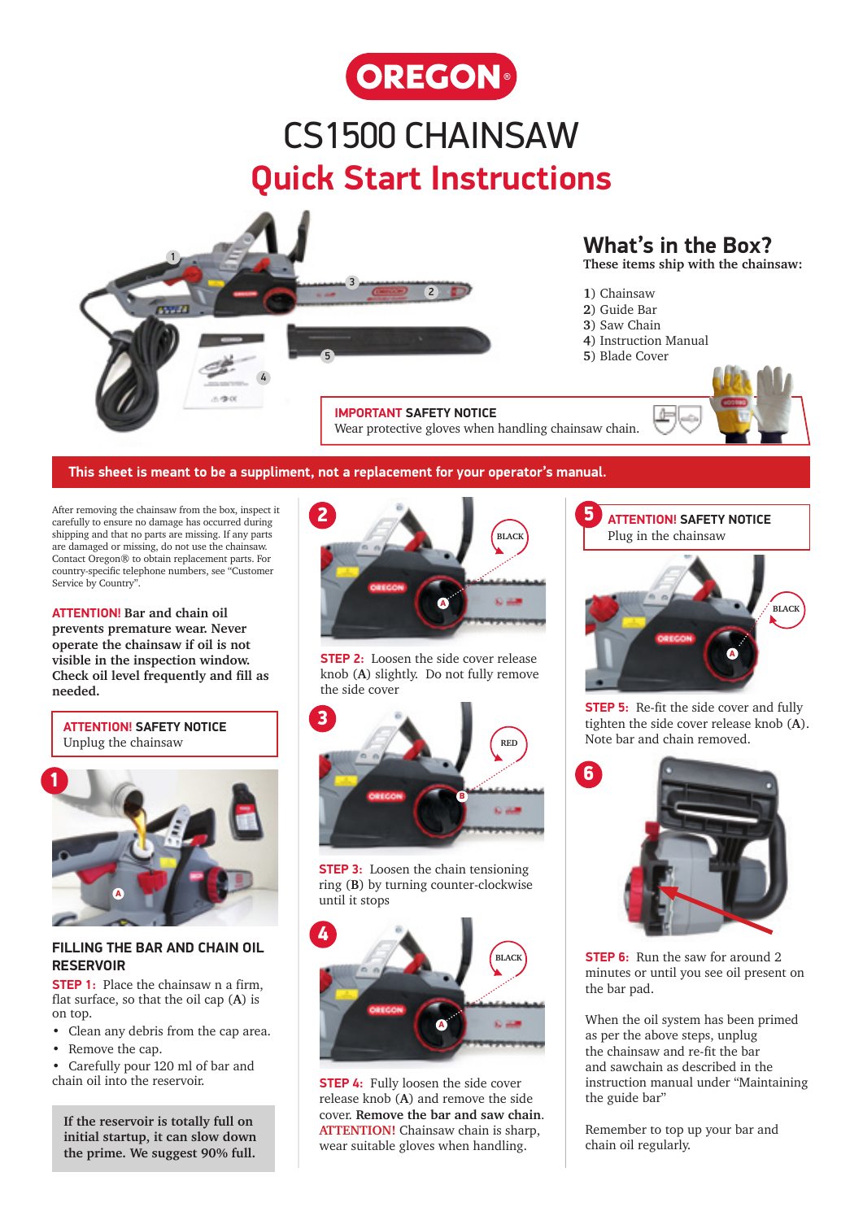# OREGON

# CS1500 CHAINSAW

## Quick Start Instructions

### What's in the Box?

**These items ship with the chainsaw:**

**1**) Chainsaw
**2**) Guide Bar
**3**) Saw Chain
**4**) Instruction Manual
**5**) Blade Cover

**IMPORTANT SAFETY NOTICE**
Wear protective gloves when handling chainsaw chain.

**This sheet is meant to be a suppliment, not a replacement for your operator's manual.**

After removing the chainsaw from the box, inspect it carefully to ensure no damage has occurred during shipping and that no parts are missing. If any parts are damaged or missing, do not use the chainsaw. Contact Oregon® to obtain replacement parts. For country-specific telephone numbers, see "Customer Service by Country".

**ATTENTION! Bar and chain oil prevents premature wear. Never operate the chainsaw if oil is not visible in the inspection window. Check oil level frequently and fill as needed.**

**ATTENTION! SAFETY NOTICE**
Unplug the chainsaw

**1**

### FILLING THE BAR AND CHAIN OIL RESERVOIR

**STEP 1:** Place the chainsaw n a firm, flat surface, so that the oil cap (**A**) is on top.

- Clean any debris from the cap area.
- Remove the cap.
- Carefully pour 120 ml of bar and chain oil into the reservoir.

**If the reservoir is totally full on initial startup, it can slow down the prime. We suggest 90% full.**

**2**

**STEP 2:** Loosen the side cover release knob (**A**) slightly. Do not fully remove the side cover

**3**

**STEP 3:** Loosen the chain tensioning ring (**B**) by turning counter-clockwise until it stops

**4**

**STEP 4:** Fully loosen the side cover release knob (**A**) and remove the side cover. **Remove the bar and saw chain.** ATTENTION! Chainsaw chain is sharp, wear suitable gloves when handling.

**5**

**ATTENTION! SAFETY NOTICE**
Plug in the chainsaw

**STEP 5:** Re-fit the side cover and fully tighten the side cover release knob (**A**). Note bar and chain removed.

**6**

**STEP 6:** Run the saw for around 2 minutes or until you see oil present on the bar pad.

When the oil system has been primed as per the above steps, unplug the chainsaw and re-fit the bar and sawchain as described in the instruction manual under "Maintaining the guide bar"

Remember to top up your bar and chain oil regularly.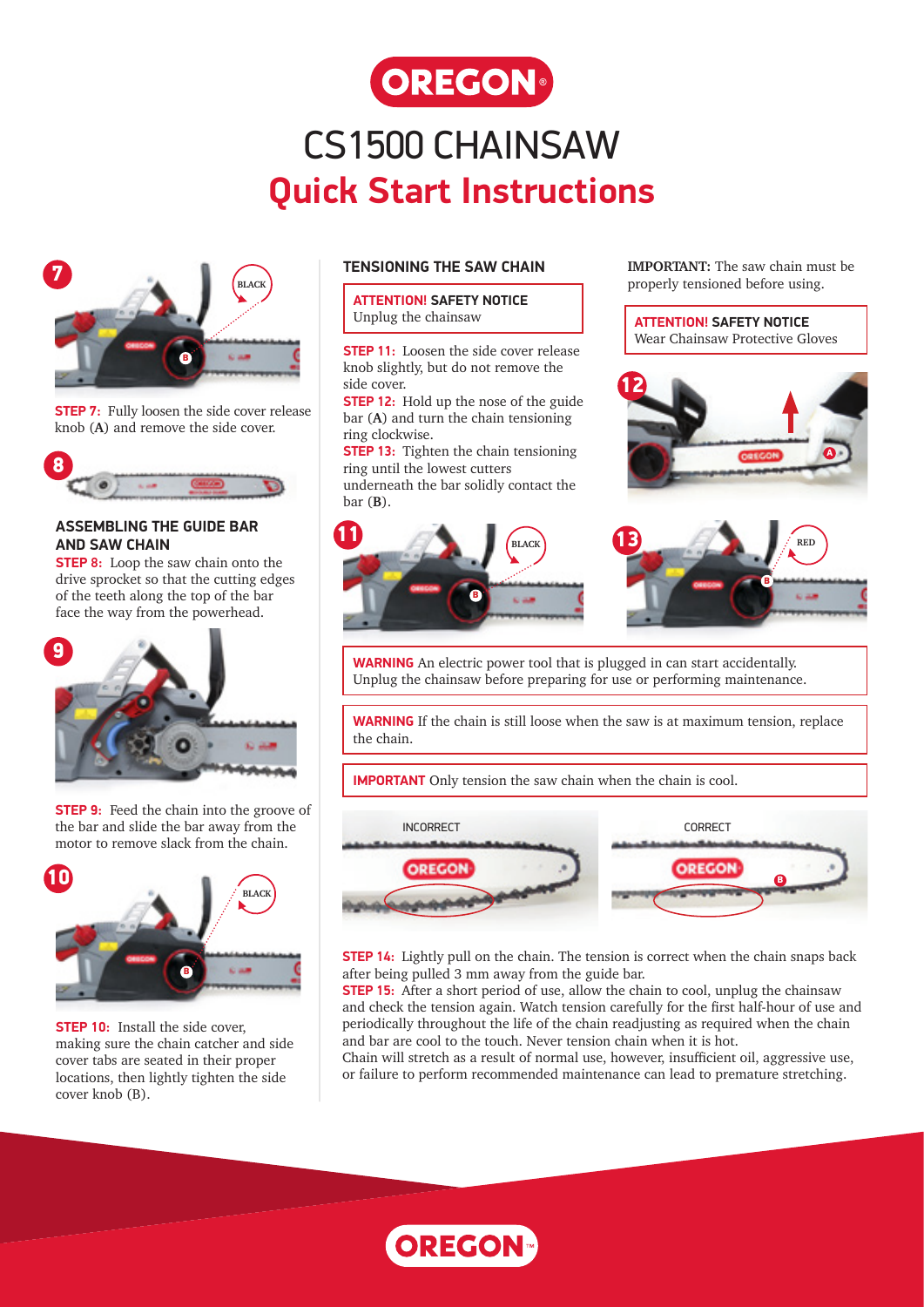# CS1500 CHAINSAW

## Quick Start Instructions

**STEP 7:** Fully loosen the side cover release knob (**A**) and remove the side cover.

### ASSEMBLING THE GUIDE BAR AND SAW CHAIN

**STEP 8:** Loop the saw chain onto the drive sprocket so that the cutting edges of the teeth along the top of the bar face the way from the powerhead.

**STEP 9:** Feed the chain into the groove of the bar and slide the bar away from the motor to remove slack from the chain.

**STEP 10:** Install the side cover, making sure the chain catcher and side cover tabs are seated in their proper locations, then lightly tighten the side cover knob (B).

### TENSIONING THE SAW CHAIN

**ATTENTION! SAFETY NOTICE**
Unplug the chainsaw

**STEP 11:** Loosen the side cover release knob slightly, but do not remove the side cover.

**STEP 12:** Hold up the nose of the guide bar (**A**) and turn the chain tensioning ring clockwise.

**STEP 13:** Tighten the chain tensioning ring until the lowest cutters underneath the bar solidly contact the bar (**B**).

**IMPORTANT:** The saw chain must be properly tensioned before using.

**ATTENTION! SAFETY NOTICE**
Wear Chainsaw Protective Gloves

**WARNING** An electric power tool that is plugged in can start accidentally. Unplug the chainsaw before preparing for use or performing maintenance.

**WARNING** If the chain is still loose when the saw is at maximum tension, replace the chain.

**IMPORTANT** Only tension the saw chain when the chain is cool.

INCORRECT

CORRECT

**STEP 14:** Lightly pull on the chain. The tension is correct when the chain snaps back after being pulled 3 mm away from the guide bar.

**STEP 15:** After a short period of use, allow the chain to cool, unplug the chainsaw and check the tension again. Watch tension carefully for the first half-hour of use and periodically throughout the life of the chain readjusting as required when the chain and bar are cool to the touch. Never tension chain when it is hot.

Chain will stretch as a result of normal use, however, insufficient oil, aggressive use, or failure to perform recommended maintenance can lead to premature stretching.